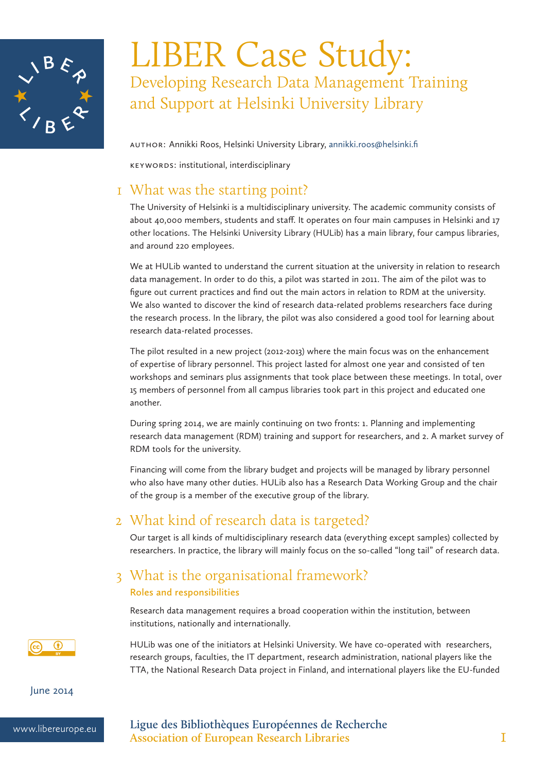# LIBER Case Study:

## Developing Research Data Management Training and Support at Helsinki University Library

AUTHOR: Annikki Roos, Helsinki University Library, annikki.roos@helsinki.fi

KEYWORDS: institutional, interdisciplinary

## 1 What was the starting point?

The University of Helsinki is a multidisciplinary university. The academic community consists of about 40,000 members, students and staff. It operates on four main campuses in Helsinki and 17 other locations. The Helsinki University Library (HULib) has a main library, four campus libraries, and around 220 employees.

We at HULib wanted to understand the current situation at the university in relation to research data management. In order to do this, a pilot was started in 2011. The aim of the pilot was to figure out current practices and find out the main actors in relation to RDM at the university. We also wanted to discover the kind of research data-related problems researchers face during the research process. In the library, the pilot was also considered a good tool for learning about research data-related processes.

The pilot resulted in a new project (2012-2013) where the main focus was on the enhancement of expertise of library personnel. This project lasted for almost one year and consisted of ten workshops and seminars plus assignments that took place between these meetings. In total, over 15 members of personnel from all campus libraries took part in this project and educated one another.

During spring 2014, we are mainly continuing on two fronts: 1. Planning and implementing research data management (RDM) training and support for researchers, and 2. A market survey of RDM tools for the university.

Financing will come from the library budget and projects will be managed by library personnel who also have many other duties. HULib also has a Research Data Working Group and the chair of the group is a member of the executive group of the library.

## 2 What kind of research data is targeted?

Our target is all kinds of multidisciplinary research data (everything except samples) collected by researchers. In practice, the library will mainly focus on the so-called "long tail" of research data.

## 3 What is the organisational framework?

### Roles and responsibilities

Research data management requires a broad cooperation within the institution, between institutions, nationally and internationally.

HULib was one of the initiators at Helsinki University. We have co-operated with researchers, research groups, faculties, the IT department, research administration, national players like the TTA, the National Research Data project in Finland, and international players like the EU-funded

June 2014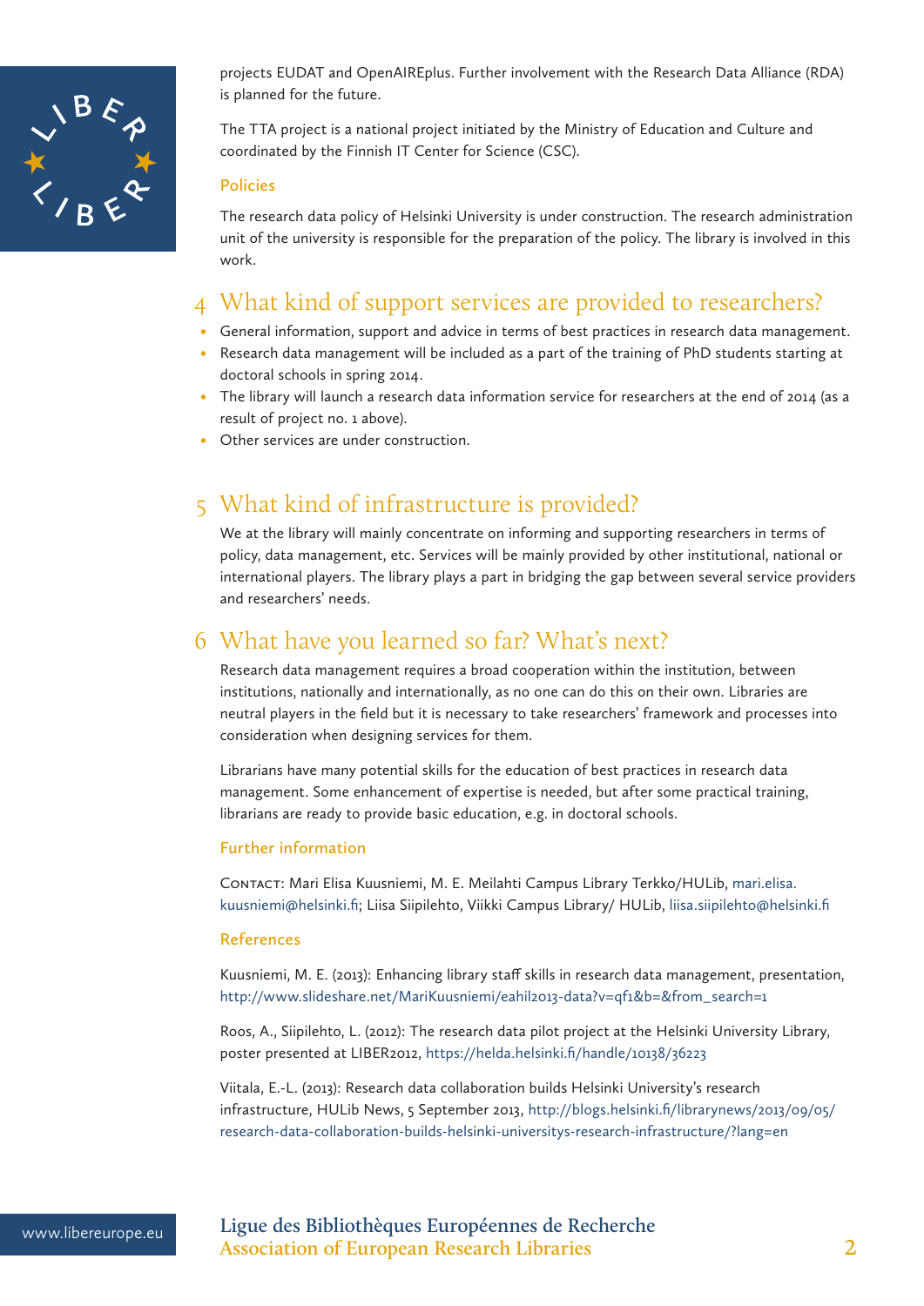projects EUDAT and OpenAIREplus. Further involvement with the Research Data Alliance (RDA) is planned for the future.

The TTA project is a national project initiated by the Ministry of Education and Culture and coordinated by the Finnish IT Center for Science (CSC).

### Policies

The research data policy of Helsinki University is under construction. The research administration unit of the university is responsible for the preparation of the policy. The library is involved in this work.

## 4 What kind of support services are provided to researchers?

- General information, support and advice in terms of best practices in research data management.
- Research data management will be included as a part of the training of PhD students starting at doctoral schools in spring 2014.
- The library will launch a research data information service for researchers at the end of 2014 (as a result of project no. 1 above).
- Other services are under construction.

## 5 What kind of infrastructure is provided?

We at the library will mainly concentrate on informing and supporting researchers in terms of policy, data management, etc. Services will be mainly provided by other institutional, national or international players. The library plays a part in bridging the gap between several service providers and researchers' needs.

## 6 What have you learned so far? What's next?

Research data management requires a broad cooperation within the institution, between institutions, nationally and internationally, as no one can do this on their own. Libraries are neutral players in the field but it is necessary to take researchers' framework and processes into consideration when designing services for them.

Librarians have many potential skills for the education of best practices in research data management. Some enhancement of expertise is needed, but after some practical training, librarians are ready to provide basic education, e.g. in doctoral schools.

### Further information

Contact: Mari Elisa Kuusniemi, M. E. Meilahti Campus Library Terkko/HULib, mari.elisa.kuusniemi@helsinki.fi; Liisa Siipilehto, Viikki Campus Library/ HULib, liisa.siipilehto@helsinki.fi

### References

Kuusniemi, M. E. (2013): Enhancing library staff skills in research data management, presentation, http://www.slideshare.net/MariKuusniemi/eahil2013-data?v=qf1&b=&from_search=1

Roos, A., Siipilehto, L. (2012): The research data pilot project at the Helsinki University Library, poster presented at LIBER2012, https://helda.helsinki.fi/handle/10138/36223

Viitala, E.-L. (2013): Research data collaboration builds Helsinki University's research infrastructure, HULib News, 5 September 2013, http://blogs.helsinki.fi/librarynews/2013/09/05/research-data-collaboration-builds-helsinki-universitys-research-infrastructure/?lang=en